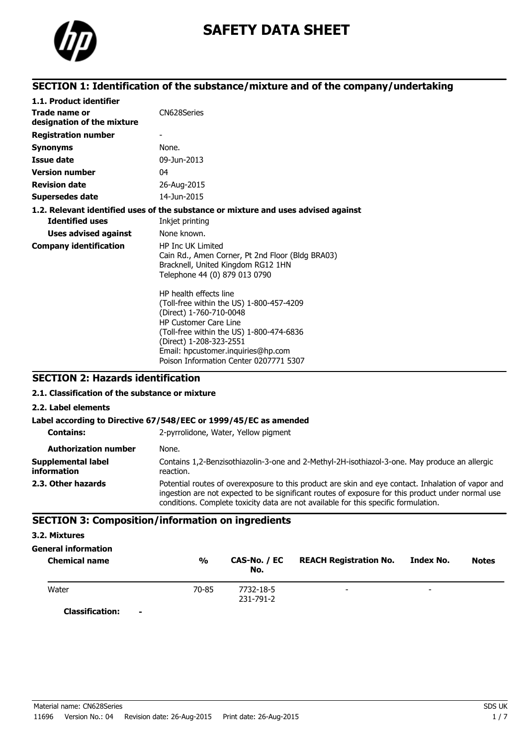# SAFETY DATA SHEET

## SECTION 1: Identification of the substance/mixture and of the company/undertaking

**1.1. Product identifier**

| | |
|---|---|
| **Trade name or designation of the mixture** | CN628Series |
| **Registration number** | - |
| **Synonyms** | None. |
| **Issue date** | 09-Jun-2013 |
| **Version number** | 04 |
| **Revision date** | 26-Aug-2015 |
| **Supersedes date** | 14-Jun-2015 |

**1.2. Relevant identified uses of the substance or mixture and uses advised against**

| | |
|---|---|
| **Identified uses** | Inkjet printing |
| **Uses advised against** | None known. |

**Company identification**

HP Inc UK Limited
Cain Rd., Amen Corner, Pt 2nd Floor (Bldg BRA03)
Bracknell, United Kingdom RG12 1HN
Telephone 44 (0) 879 013 0790

HP health effects line
(Toll-free within the US) 1-800-457-4209
(Direct) 1-760-710-0048
HP Customer Care Line
(Toll-free within the US) 1-800-474-6836
(Direct) 1-208-323-2551
Email: hpcustomer.inquiries@hp.com
Poison Information Center 0207771 5307

## SECTION 2: Hazards identification

**2.1. Classification of the substance or mixture**

**2.2. Label elements**

**Label according to Directive 67/548/EEC or 1999/45/EC as amended**

| | |
|---|---|
| **Contains:** | 2-pyrrolidone, Water, Yellow pigment |
| **Authorization number** | None. |
| **Supplemental label information** | Contains 1,2-Benzisothiazolin-3-one and 2-Methyl-2H-isothiazol-3-one. May produce an allergic reaction. |
| **2.3. Other hazards** | Potential routes of overexposure to this product are skin and eye contact. Inhalation of vapor and ingestion are not expected to be significant routes of exposure for this product under normal use conditions. Complete toxicity data are not available for this specific formulation. |

## SECTION 3: Composition/information on ingredients

**3.2. Mixtures**

**General information**

| Chemical name | % | CAS-No. / EC No. | REACH Registration No. | Index No. | Notes |
|---|---|---|---|---|---|
| Water | 70-85 | 7732-18-5<br>231-791-2 | - | - | |
| **Classification:** - | | | | | |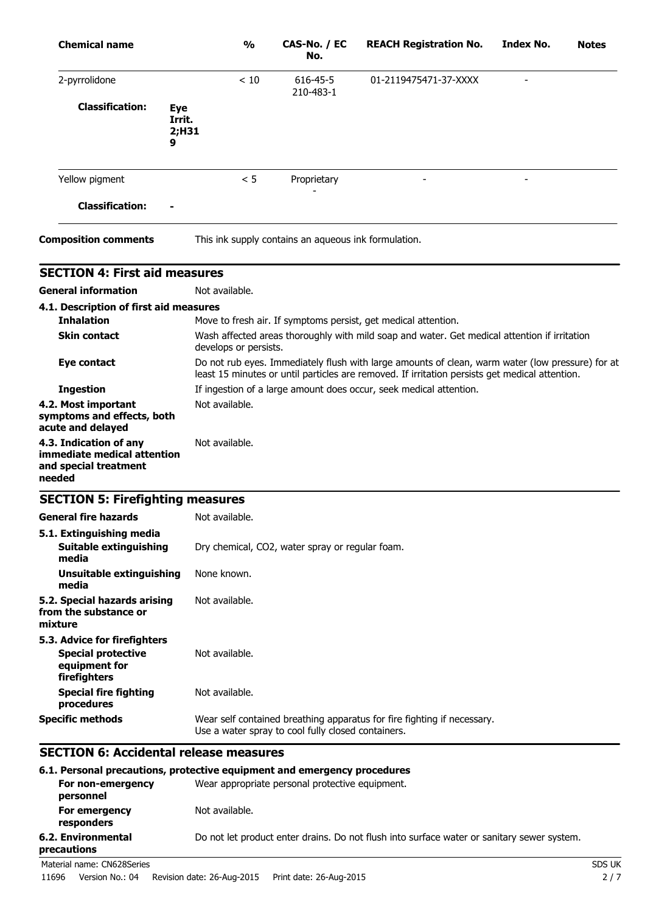| Chemical name | % | CAS-No. / EC No. | REACH Registration No. | Index No. | Notes |
|---|---|---|---|---|---|
| 2-pyrrolidone | < 10 | 616-45-5 210-483-1 | 01-2119475471-37-XXXX | - | |
| **Classification:** Eye Irrit. 2;H319 | | | | | |
| Yellow pigment | < 5 | Proprietary - | - | - | |
| **Classification:** - | | | | | |

**Composition comments** This ink supply contains an aqueous ink formulation.

## SECTION 4: First aid measures

**General information** Not available.

**4.1. Description of first aid measures**

**Inhalation** Move to fresh air. If symptoms persist, get medical attention.

**Skin contact** Wash affected areas thoroughly with mild soap and water. Get medical attention if irritation develops or persists.

**Eye contact** Do not rub eyes. Immediately flush with large amounts of clean, warm water (low pressure) for at least 15 minutes or until particles are removed. If irritation persists get medical attention.

**Ingestion** If ingestion of a large amount does occur, seek medical attention.

**4.2. Most important symptoms and effects, both acute and delayed** Not available.

**4.3. Indication of any immediate medical attention and special treatment needed** Not available.

## SECTION 5: Firefighting measures

**General fire hazards** Not available.

**5.1. Extinguishing media**

**Suitable extinguishing media** Dry chemical, $CO_2$, water spray or regular foam.

**Unsuitable extinguishing media** None known.

**5.2. Special hazards arising from the substance or mixture** Not available.

**5.3. Advice for firefighters**

**Special protective equipment for firefighters** Not available.

**Special fire fighting procedures** Not available.

**Specific methods** Wear self contained breathing apparatus for fire fighting if necessary.
Use a water spray to cool fully closed containers.

## SECTION 6: Accidental release measures

**6.1. Personal precautions, protective equipment and emergency procedures**

**For non-emergency personnel** Wear appropriate personal protective equipment.

**For emergency responders** Not available.

**6.2. Environmental precautions** Do not let product enter drains. Do not flush into surface water or sanitary sewer system.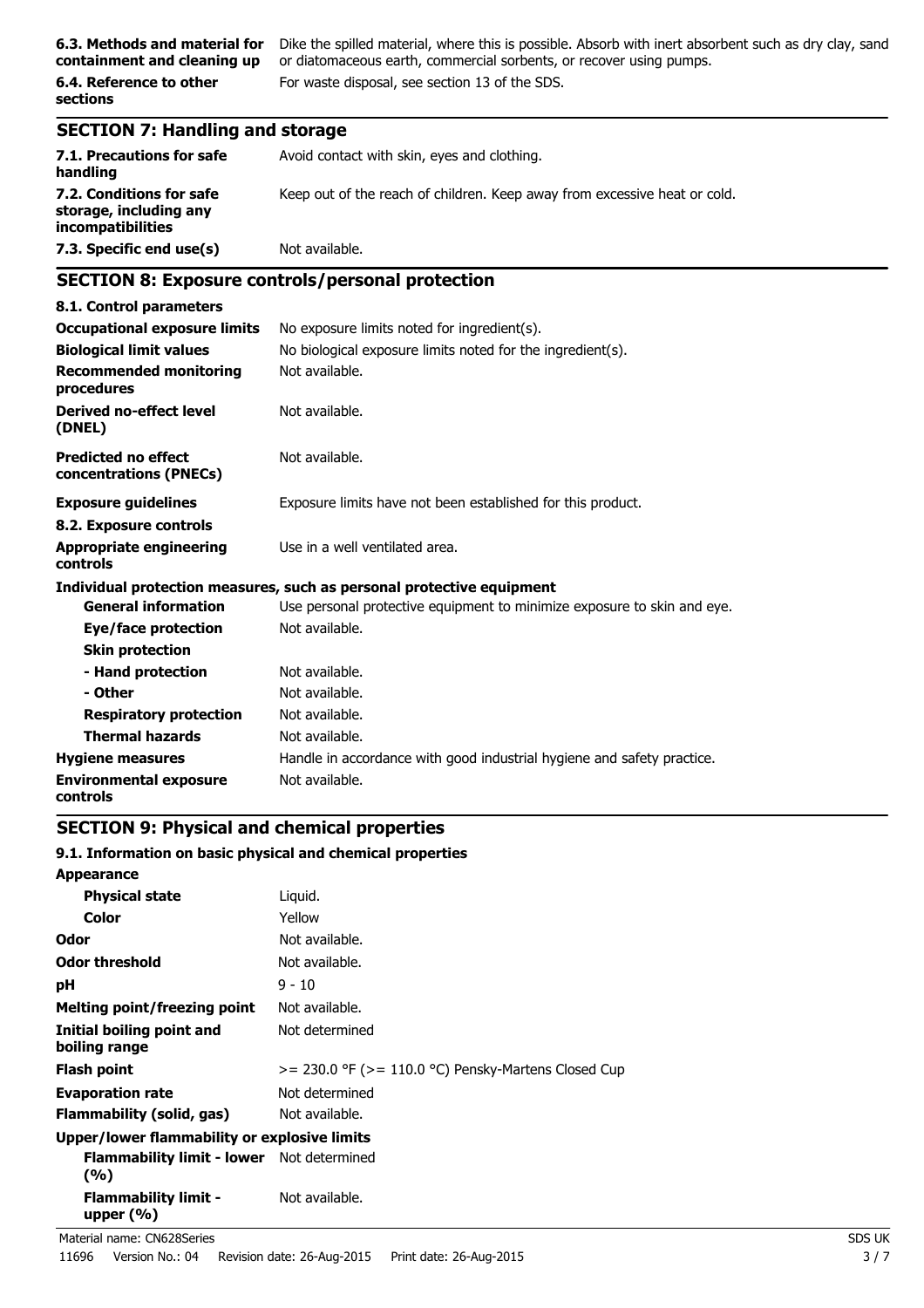| | |
|---|---|
| **6.3. Methods and material for containment and cleaning up** | Dike the spilled material, where this is possible. Absorb with inert absorbent such as dry clay, sand or diatomaceous earth, commercial sorbents, or recover using pumps. |
| **6.4. Reference to other sections** | For waste disposal, see section 13 of the SDS. |

## SECTION 7: Handling and storage

| | |
|---|---|
| **7.1. Precautions for safe handling** | Avoid contact with skin, eyes and clothing. |
| **7.2. Conditions for safe storage, including any incompatibilities** | Keep out of the reach of children. Keep away from excessive heat or cold. |
| **7.3. Specific end use(s)** | Not available. |

## SECTION 8: Exposure controls/personal protection

**8.1. Control parameters**

| | |
|---|---|
| **Occupational exposure limits** | No exposure limits noted for ingredient(s). |
| **Biological limit values** | No biological exposure limits noted for the ingredient(s). |
| **Recommended monitoring procedures** | Not available. |
| **Derived no-effect level (DNEL)** | Not available. |
| **Predicted no effect concentrations (PNECs)** | Not available. |
| **Exposure guidelines** | Exposure limits have not been established for this product. |

**8.2. Exposure controls**

| | |
|---|---|
| **Appropriate engineering controls** | Use in a well ventilated area. |

**Individual protection measures, such as personal protective equipment**

| | |
|---|---|
| **General information** | Use personal protective equipment to minimize exposure to skin and eye. |
| **Eye/face protection** | Not available. |
| **Skin protection** | |
| **- Hand protection** | Not available. |
| **- Other** | Not available. |
| **Respiratory protection** | Not available. |
| **Thermal hazards** | Not available. |
| **Hygiene measures** | Handle in accordance with good industrial hygiene and safety practice. |
| **Environmental exposure controls** | Not available. |

## SECTION 9: Physical and chemical properties

**9.1. Information on basic physical and chemical properties**

| | |
|---|---|
| **Appearance** | |
| **Physical state** | Liquid. |
| **Color** | Yellow |
| **Odor** | Not available. |
| **Odor threshold** | Not available. |
| **pH** | 9 - 10 |
| **Melting point/freezing point** | Not available. |
| **Initial boiling point and boiling range** | Not determined |
| **Flash point** | >= 230.0 °F (>= 110.0 °C) Pensky-Martens Closed Cup |
| **Evaporation rate** | Not determined |
| **Flammability (solid, gas)** | Not available. |
| **Upper/lower flammability or explosive limits** | |
| **Flammability limit - lower (%)** | Not determined |
| **Flammability limit - upper (%)** | Not available. |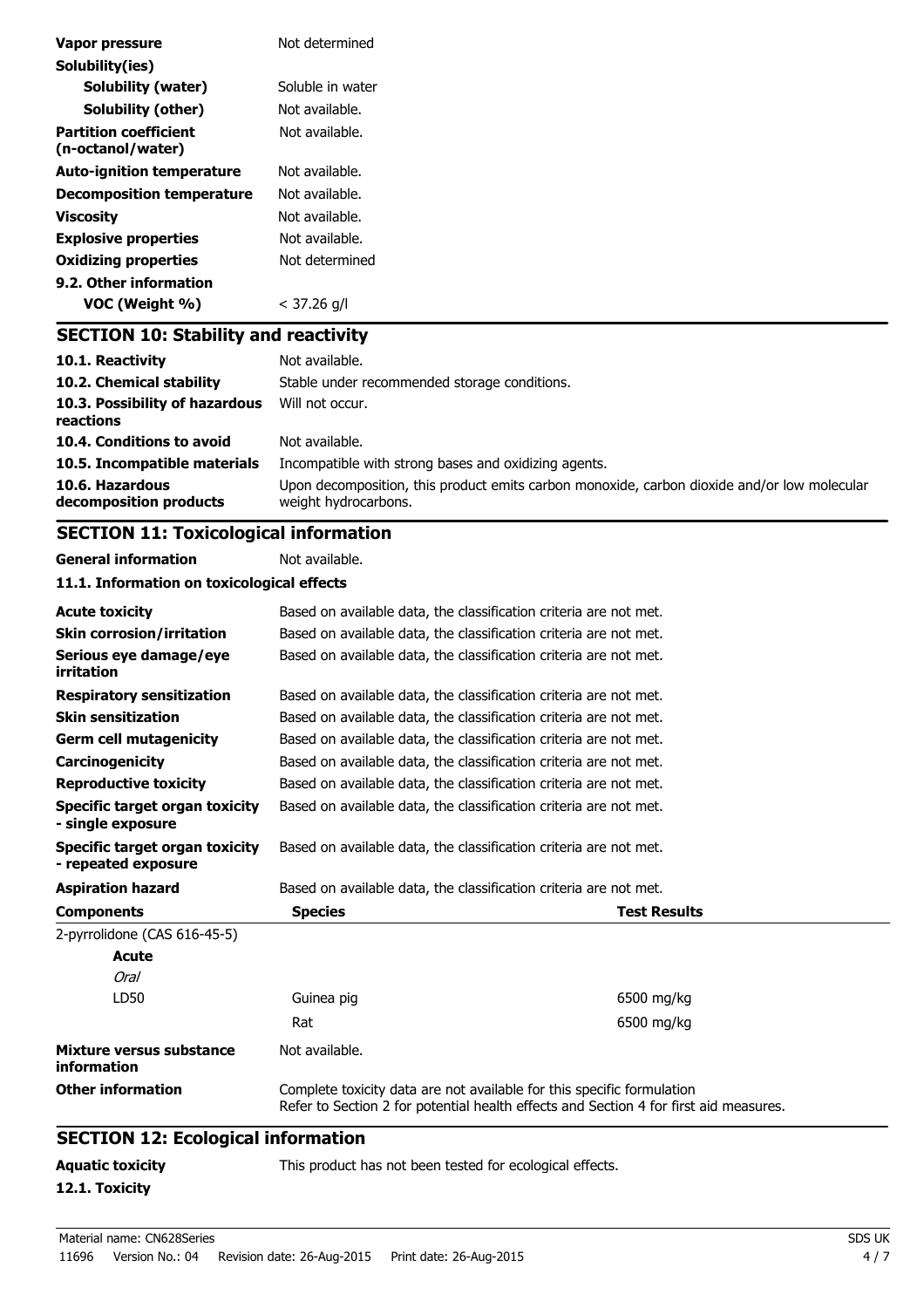| | |
|---|---|
| **Vapor pressure** | Not determined |
| **Solubility(ies)** | |
| **Solubility (water)** | Soluble in water |
| **Solubility (other)** | Not available. |
| **Partition coefficient (n-octanol/water)** | Not available. |
| **Auto-ignition temperature** | Not available. |
| **Decomposition temperature** | Not available. |
| **Viscosity** | Not available. |
| **Explosive properties** | Not available. |
| **Oxidizing properties** | Not determined |
| **9.2. Other information** | |
| **VOC (Weight %)** | < 37.26 g/l |

## SECTION 10: Stability and reactivity

| | |
|---|---|
| **10.1. Reactivity** | Not available. |
| **10.2. Chemical stability** | Stable under recommended storage conditions. |
| **10.3. Possibility of hazardous reactions** | Will not occur. |
| **10.4. Conditions to avoid** | Not available. |
| **10.5. Incompatible materials** | Incompatible with strong bases and oxidizing agents. |
| **10.6. Hazardous decomposition products** | Upon decomposition, this product emits carbon monoxide, carbon dioxide and/or low molecular weight hydrocarbons. |

## SECTION 11: Toxicological information

**General information** Not available.

**11.1. Information on toxicological effects**

| | |
|---|---|
| **Acute toxicity** | Based on available data, the classification criteria are not met. |
| **Skin corrosion/irritation** | Based on available data, the classification criteria are not met. |
| **Serious eye damage/eye irritation** | Based on available data, the classification criteria are not met. |
| **Respiratory sensitization** | Based on available data, the classification criteria are not met. |
| **Skin sensitization** | Based on available data, the classification criteria are not met. |
| **Germ cell mutagenicity** | Based on available data, the classification criteria are not met. |
| **Carcinogenicity** | Based on available data, the classification criteria are not met. |
| **Reproductive toxicity** | Based on available data, the classification criteria are not met. |
| **Specific target organ toxicity - single exposure** | Based on available data, the classification criteria are not met. |
| **Specific target organ toxicity - repeated exposure** | Based on available data, the classification criteria are not met. |
| **Aspiration hazard** | Based on available data, the classification criteria are not met. |

| Components | Species | Test Results |
|---|---|---|
| 2-pyrrolidone (CAS 616-45-5) | | |
| **Acute** | | |
| *Oral* | | |
| LD50 | Guinea pig | 6500 mg/kg |
| | Rat | 6500 mg/kg |

| | |
|---|---|
| **Mixture versus substance information** | Not available. |
| **Other information** | Complete toxicity data are not available for this specific formulation<br>Refer to Section 2 for potential health effects and Section 4 for first aid measures. |

## SECTION 12: Ecological information

**Aquatic toxicity** This product has not been tested for ecological effects.

**12.1. Toxicity**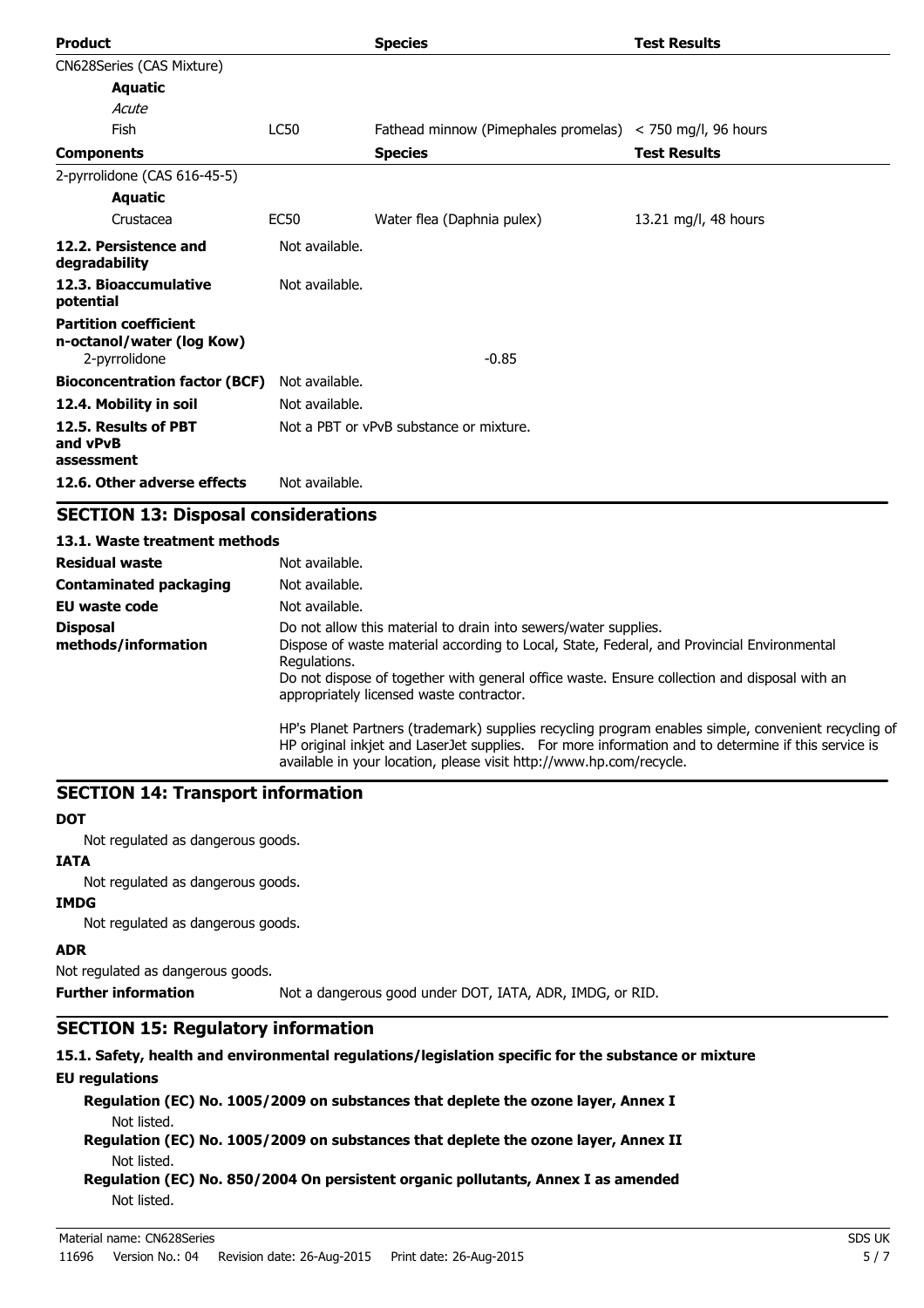| Product | | Species | Test Results |
|---|---|---|---|
| CN628Series (CAS Mixture) | | | |
| **Aquatic** | | | |
| *Acute* | | | |
| Fish | LC50 | Fathead minnow (Pimephales promelas) | < 750 mg/l, 96 hours |
| **Components** | | **Species** | **Test Results** |
| 2-pyrrolidone (CAS 616-45-5) | | | |
| **Aquatic** | | | |
| Crustacea | EC50 | Water flea (Daphnia pulex) | 13.21 mg/l, 48 hours |

| | |
|---|---|
| **12.2. Persistence and degradability** | Not available. |
| **12.3. Bioaccumulative potential** | Not available. |
| **Partition coefficient n-octanol/water (log Kow)** | |
| 2-pyrrolidone | -0.85 |
| **Bioconcentration factor (BCF)** | Not available. |
| **12.4. Mobility in soil** | Not available. |
| **12.5. Results of PBT and vPvB assessment** | Not a PBT or vPvB substance or mixture. |
| **12.6. Other adverse effects** | Not available. |

## SECTION 13: Disposal considerations

### 13.1. Waste treatment methods

| | |
|---|---|
| **Residual waste** | Not available. |
| **Contaminated packaging** | Not available. |
| **EU waste code** | Not available. |
| **Disposal methods/information** | Do not allow this material to drain into sewers/water supplies. Dispose of waste material according to Local, State, Federal, and Provincial Environmental Regulations. Do not dispose of together with general office waste. Ensure collection and disposal with an appropriately licensed waste contractor. HP's Planet Partners (trademark) supplies recycling program enables simple, convenient recycling of HP original inkjet and LaserJet supplies. For more information and to determine if this service is available in your location, please visit http://www.hp.com/recycle. |

## SECTION 14: Transport information

**DOT**

Not regulated as dangerous goods.

**IATA**

Not regulated as dangerous goods.

**IMDG**

Not regulated as dangerous goods.

**ADR**

Not regulated as dangerous goods.

**Further information** Not a dangerous good under DOT, IATA, ADR, IMDG, or RID.

## SECTION 15: Regulatory information

### 15.1. Safety, health and environmental regulations/legislation specific for the substance or mixture

**EU regulations**

**Regulation (EC) No. 1005/2009 on substances that deplete the ozone layer, Annex I**

Not listed.

**Regulation (EC) No. 1005/2009 on substances that deplete the ozone layer, Annex II**

Not listed.

**Regulation (EC) No. 850/2004 On persistent organic pollutants, Annex I as amended**

Not listed.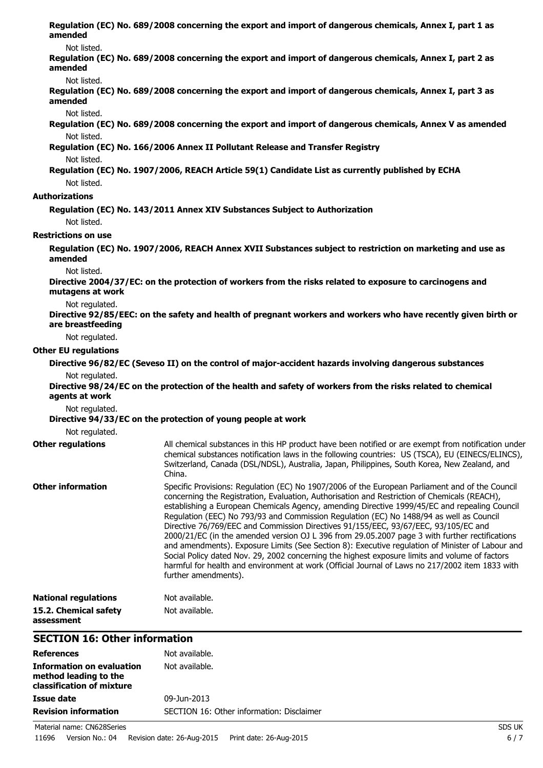**Regulation (EC) No. 689/2008 concerning the export and import of dangerous chemicals, Annex I, part 1 as amended**

Not listed.

**Regulation (EC) No. 689/2008 concerning the export and import of dangerous chemicals, Annex I, part 2 as amended**

Not listed.

**Regulation (EC) No. 689/2008 concerning the export and import of dangerous chemicals, Annex I, part 3 as amended**

Not listed.

**Regulation (EC) No. 689/2008 concerning the export and import of dangerous chemicals, Annex V as amended**

Not listed.

**Regulation (EC) No. 166/2006 Annex II Pollutant Release and Transfer Registry**

Not listed.

**Regulation (EC) No. 1907/2006, REACH Article 59(1) Candidate List as currently published by ECHA**

Not listed.

**Authorizations**

**Regulation (EC) No. 143/2011 Annex XIV Substances Subject to Authorization**

Not listed.

**Restrictions on use**

**Regulation (EC) No. 1907/2006, REACH Annex XVII Substances subject to restriction on marketing and use as amended**

Not listed.

**Directive 2004/37/EC: on the protection of workers from the risks related to exposure to carcinogens and mutagens at work**

Not regulated.

**Directive 92/85/EEC: on the safety and health of pregnant workers and workers who have recently given birth or are breastfeeding**

Not regulated.

**Other EU regulations**

**Directive 96/82/EC (Seveso II) on the control of major-accident hazards involving dangerous substances**

Not regulated.

**Directive 98/24/EC on the protection of the health and safety of workers from the risks related to chemical agents at work**

Not regulated.

**Directive 94/33/EC on the protection of young people at work**

Not regulated.

**Other regulations**

All chemical substances in this HP product have been notified or are exempt from notification under chemical substances notification laws in the following countries: US (TSCA), EU (EINECS/ELINCS), Switzerland, Canada (DSL/NDSL), Australia, Japan, Philippines, South Korea, New Zealand, and China.

**Other information**

Specific Provisions: Regulation (EC) No 1907/2006 of the European Parliament and of the Council concerning the Registration, Evaluation, Authorisation and Restriction of Chemicals (REACH), establishing a European Chemicals Agency, amending Directive 1999/45/EC and repealing Council Regulation (EEC) No 793/93 and Commission Regulation (EC) No 1488/94 as well as Council Directive 76/769/EEC and Commission Directives 91/155/EEC, 93/67/EEC, 93/105/EC and 2000/21/EC (in the amended version OJ L 396 from 29.05.2007 page 3 with further rectifications and amendments). Exposure Limits (See Section 8): Executive regulation of Minister of Labour and Social Policy dated Nov. 29, 2002 concerning the highest exposure limits and volume of factors harmful for health and environment at work (Official Journal of Laws no 217/2002 item 1833 with further amendments).

**National regulations**

Not available.

**15.2. Chemical safety assessment**

Not available.

## SECTION 16: Other information

| | |
|---|---|
| **References** | Not available. |
| **Information on evaluation method leading to the classification of mixture** | Not available. |
| **Issue date** | 09-Jun-2013 |
| **Revision information** | SECTION 16: Other information: Disclaimer |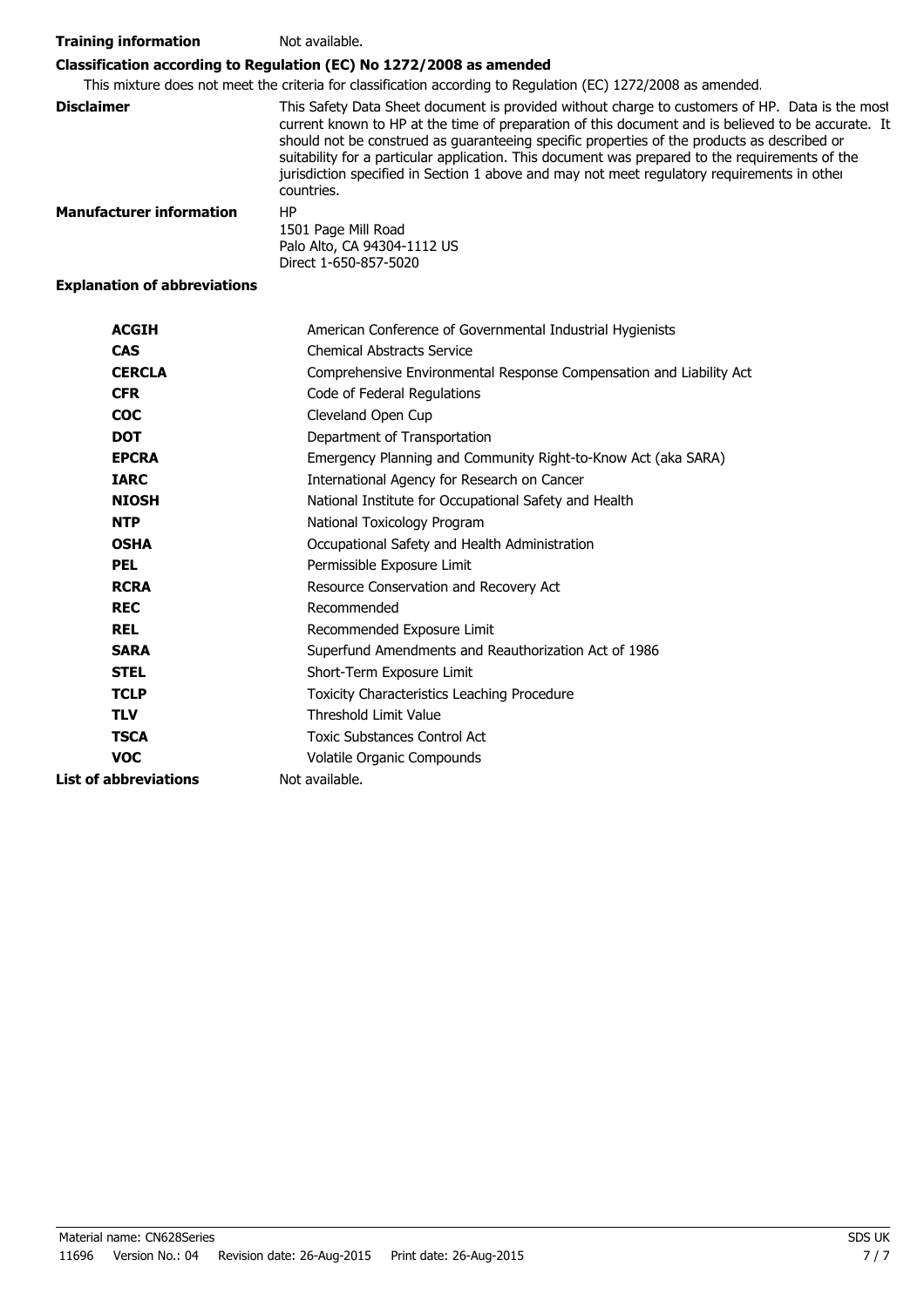**Training information** Not available.

**Classification according to Regulation (EC) No 1272/2008 as amended**

This mixture does not meet the criteria for classification according to Regulation (EC) 1272/2008 as amended.

**Disclaimer** This Safety Data Sheet document is provided without charge to customers of HP. Data is the most current known to HP at the time of preparation of this document and is believed to be accurate. It should not be construed as guaranteeing specific properties of the products as described or suitability for a particular application. This document was prepared to the requirements of the jurisdiction specified in Section 1 above and may not meet regulatory requirements in other countries.

**Manufacturer information** HP
1501 Page Mill Road
Palo Alto, CA 94304-1112 US
Direct 1-650-857-5020

**Explanation of abbreviations**

| | |
|---|---|
| **ACGIH** | American Conference of Governmental Industrial Hygienists |
| **CAS** | Chemical Abstracts Service |
| **CERCLA** | Comprehensive Environmental Response Compensation and Liability Act |
| **CFR** | Code of Federal Regulations |
| **COC** | Cleveland Open Cup |
| **DOT** | Department of Transportation |
| **EPCRA** | Emergency Planning and Community Right-to-Know Act (aka SARA) |
| **IARC** | International Agency for Research on Cancer |
| **NIOSH** | National Institute for Occupational Safety and Health |
| **NTP** | National Toxicology Program |
| **OSHA** | Occupational Safety and Health Administration |
| **PEL** | Permissible Exposure Limit |
| **RCRA** | Resource Conservation and Recovery Act |
| **REC** | Recommended |
| **REL** | Recommended Exposure Limit |
| **SARA** | Superfund Amendments and Reauthorization Act of 1986 |
| **STEL** | Short-Term Exposure Limit |
| **TCLP** | Toxicity Characteristics Leaching Procedure |
| **TLV** | Threshold Limit Value |
| **TSCA** | Toxic Substances Control Act |
| **VOC** | Volatile Organic Compounds |

**List of abbreviations** Not available.